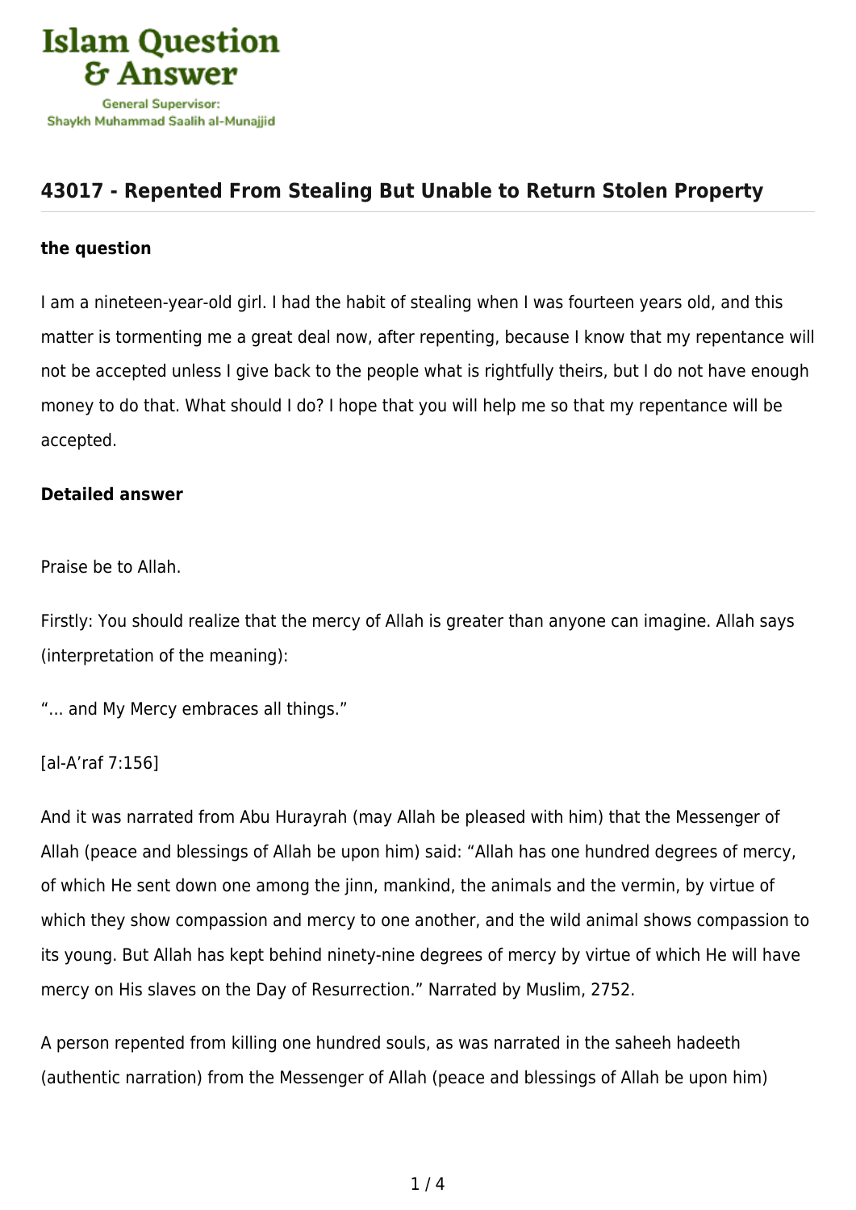# 43017 - Repented From Stealing But Unable to Return Stolen Property

**the question**

I am a nineteen-year-old girl. I had the habit of stealing when I was fourteen years old, and this matter is tormenting me a great deal now, after repenting, because I know that my repentance will not be accepted unless I give back to the people what is rightfully theirs, but I do not have enough money to do that. What should I do? I hope that you will help me so that my repentance will be accepted.

**Detailed answer**

Praise be to Allah.

Firstly: You should realize that the mercy of Allah is greater than anyone can imagine. Allah says (interpretation of the meaning):

"... and My Mercy embraces all things."

[al-A'raf 7:156]

And it was narrated from Abu Hurayrah (may Allah be pleased with him) that the Messenger of Allah (peace and blessings of Allah be upon him) said: "Allah has one hundred degrees of mercy, of which He sent down one among the jinn, mankind, the animals and the vermin, by virtue of which they show compassion and mercy to one another, and the wild animal shows compassion to its young. But Allah has kept behind ninety-nine degrees of mercy by virtue of which He will have mercy on His slaves on the Day of Resurrection." Narrated by Muslim, 2752.

A person repented from killing one hundred souls, as was narrated in the saheeh hadeeth (authentic narration) from the Messenger of Allah (peace and blessings of Allah be upon him)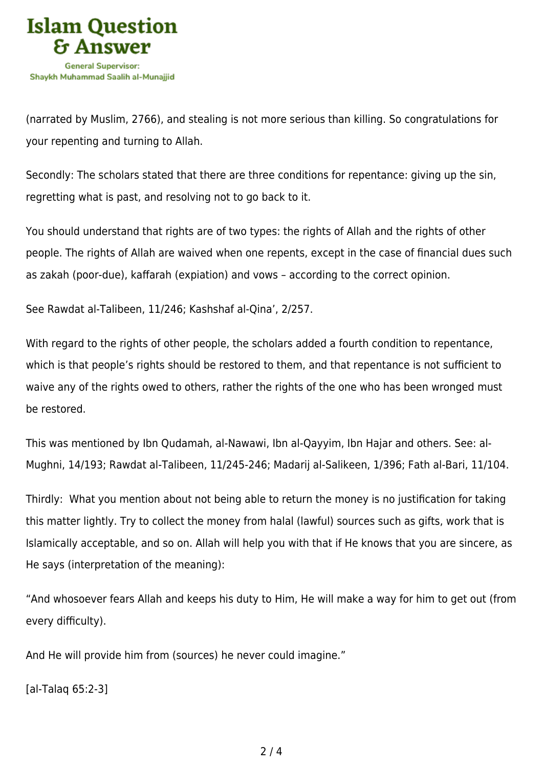(narrated by Muslim, 2766), and stealing is not more serious than killing. So congratulations for your repenting and turning to Allah.

Secondly: The scholars stated that there are three conditions for repentance: giving up the sin, regretting what is past, and resolving not to go back to it.

You should understand that rights are of two types: the rights of Allah and the rights of other people. The rights of Allah are waived when one repents, except in the case of financial dues such as zakah (poor-due), kaffarah (expiation) and vows – according to the correct opinion.

See Rawdat al-Talibeen, 11/246; Kashshaf al-Qina', 2/257.

With regard to the rights of other people, the scholars added a fourth condition to repentance, which is that people's rights should be restored to them, and that repentance is not sufficient to waive any of the rights owed to others, rather the rights of the one who has been wronged must be restored.

This was mentioned by Ibn Qudamah, al-Nawawi, Ibn al-Qayyim, Ibn Hajar and others. See: al-Mughni, 14/193; Rawdat al-Talibeen, 11/245-246; Madarij al-Salikeen, 1/396; Fath al-Bari, 11/104.

Thirdly: What you mention about not being able to return the money is no justification for taking this matter lightly. Try to collect the money from halal (lawful) sources such as gifts, work that is Islamically acceptable, and so on. Allah will help you with that if He knows that you are sincere, as He says (interpretation of the meaning):

"And whosoever fears Allah and keeps his duty to Him, He will make a way for him to get out (from every difficulty).

And He will provide him from (sources) he never could imagine."

[al-Talaq 65:2-3]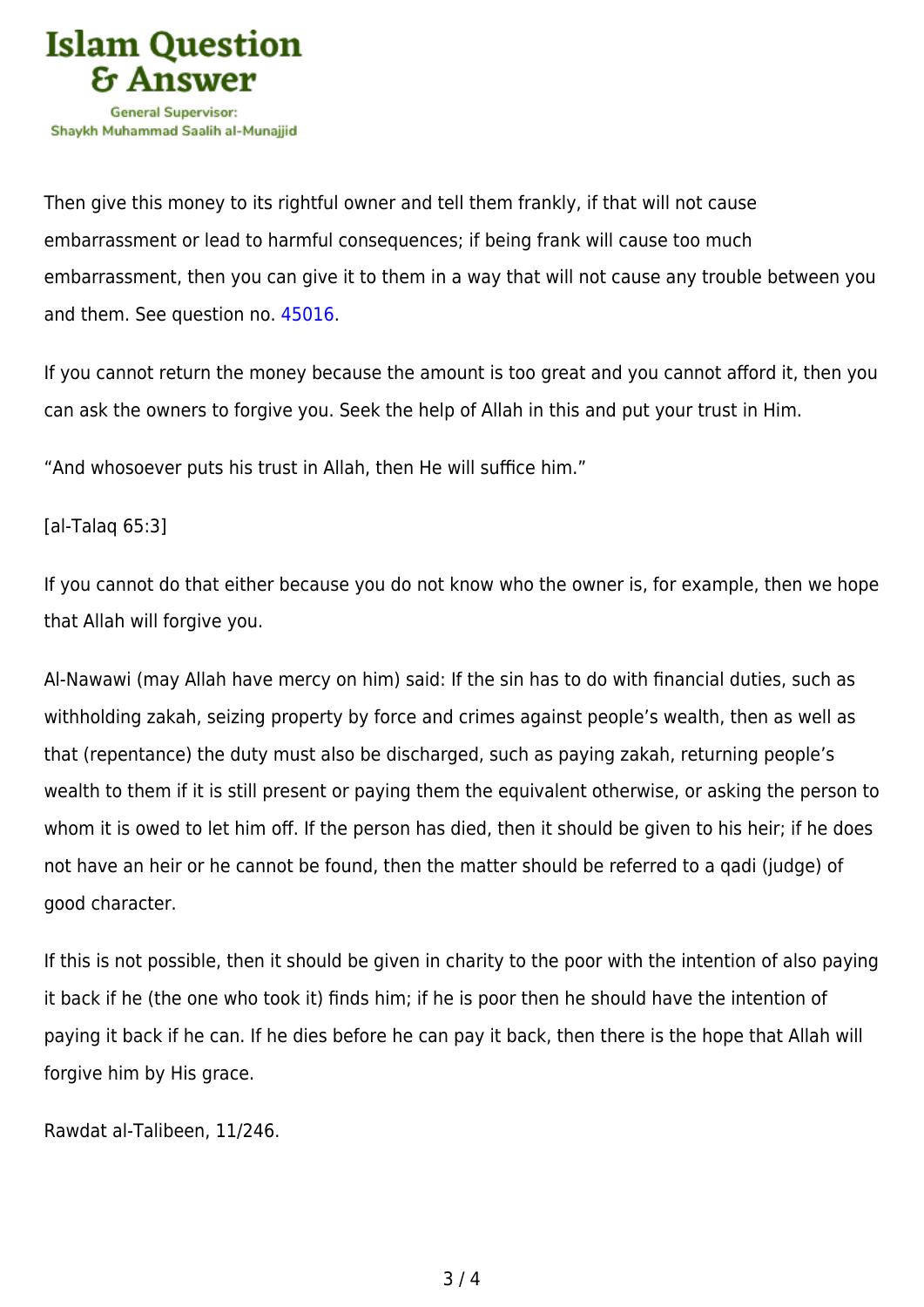Then give this money to its rightful owner and tell them frankly, if that will not cause embarrassment or lead to harmful consequences; if being frank will cause too much embarrassment, then you can give it to them in a way that will not cause any trouble between you and them. See question no. 45016.

If you cannot return the money because the amount is too great and you cannot afford it, then you can ask the owners to forgive you. Seek the help of Allah in this and put your trust in Him.

"And whosoever puts his trust in Allah, then He will suffice him."

[al-Talaq 65:3]

If you cannot do that either because you do not know who the owner is, for example, then we hope that Allah will forgive you.

Al-Nawawi (may Allah have mercy on him) said: If the sin has to do with financial duties, such as withholding zakah, seizing property by force and crimes against people's wealth, then as well as that (repentance) the duty must also be discharged, such as paying zakah, returning people's wealth to them if it is still present or paying them the equivalent otherwise, or asking the person to whom it is owed to let him off. If the person has died, then it should be given to his heir; if he does not have an heir or he cannot be found, then the matter should be referred to a qadi (judge) of good character.

If this is not possible, then it should be given in charity to the poor with the intention of also paying it back if he (the one who took it) finds him; if he is poor then he should have the intention of paying it back if he can. If he dies before he can pay it back, then there is the hope that Allah will forgive him by His grace.

Rawdat al-Talibeen, 11/246.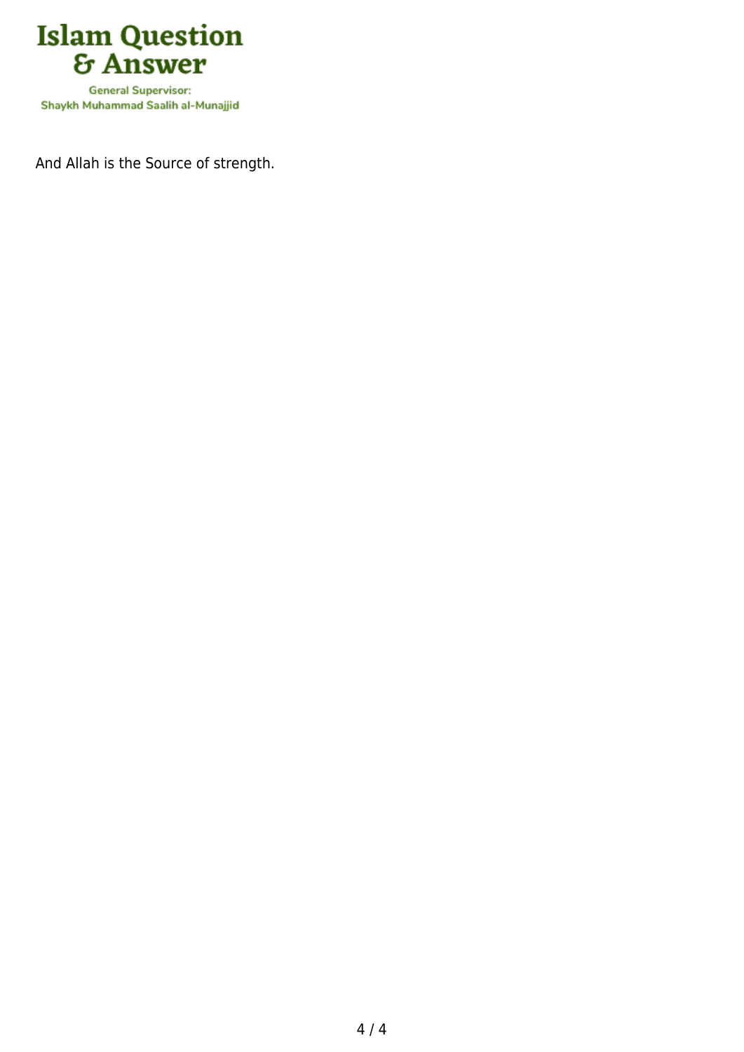And Allah is the Source of strength.